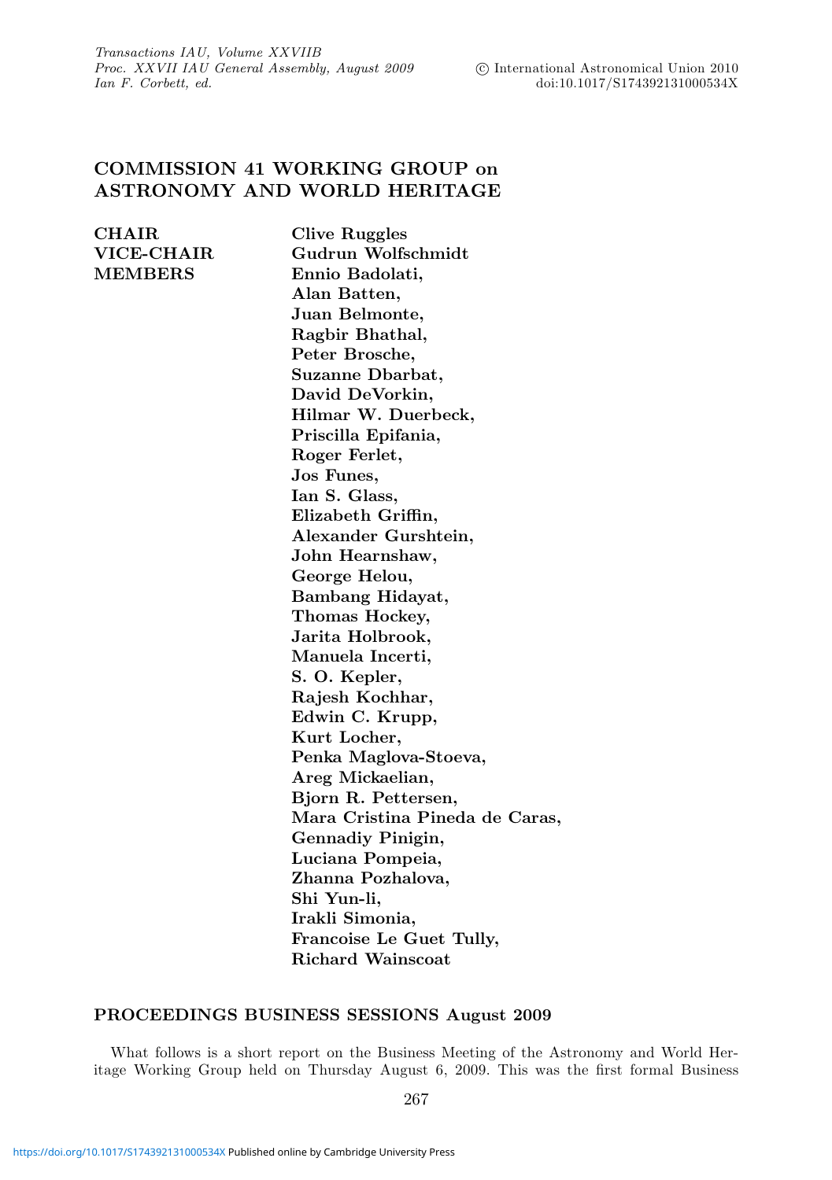# COMMISSION 41 WORKING GROUP on ASTRONOMY AND WORLD HERITAGE

**CHAIR** Clive Ruggles
**VICE-CHAIR** Gudrun Wolfschmidt
**MEMBERS** Ennio Badolati,
Alan Batten,
Juan Belmonte,
Ragbir Bhathal,
Peter Brosche,
Suzanne Dbarbat,
David DeVorkin,
Hilmar W. Duerbeck,
Priscilla Epifania,
Roger Ferlet,
Jos Funes,
Ian S. Glass,
Elizabeth Griffin,
Alexander Gurshtein,
John Hearnshaw,
George Helou,
Bambang Hidayat,
Thomas Hockey,
Jarita Holbrook,
Manuela Incerti,
S. O. Kepler,
Rajesh Kochhar,
Edwin C. Krupp,
Kurt Locher,
Penka Maglova-Stoeva,
Areg Mickaelian,
Bjorn R. Pettersen,
Mara Cristina Pineda de Caras,
Gennadiy Pinigin,
Luciana Pompeia,
Zhanna Pozhalova,
Shi Yun-li,
Irakli Simonia,
Francoise Le Guet Tully,
Richard Wainscoat

## PROCEEDINGS BUSINESS SESSIONS August 2009

What follows is a short report on the Business Meeting of the Astronomy and World Heritage Working Group held on Thursday August 6, 2009. This was the first formal Business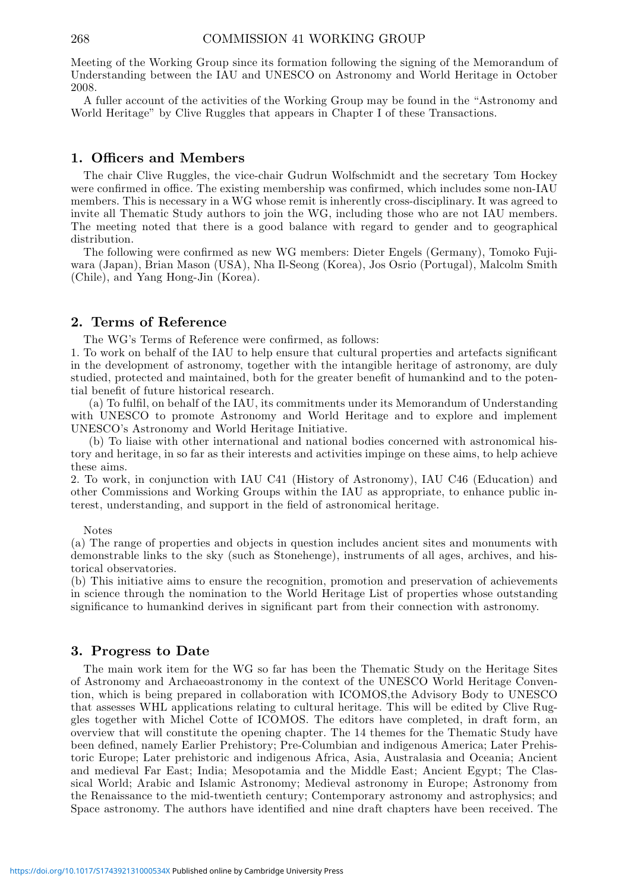Meeting of the Working Group since its formation following the signing of the Memorandum of Understanding between the IAU and UNESCO on Astronomy and World Heritage in October 2008.

A fuller account of the activities of the Working Group may be found in the “Astronomy and World Heritage” by Clive Ruggles that appears in Chapter I of these Transactions.

## 1. Officers and Members

The chair Clive Ruggles, the vice-chair Gudrun Wolfschmidt and the secretary Tom Hockey were confirmed in office. The existing membership was confirmed, which includes some non-IAU members. This is necessary in a WG whose remit is inherently cross-disciplinary. It was agreed to invite all Thematic Study authors to join the WG, including those who are not IAU members. The meeting noted that there is a good balance with regard to gender and to geographical distribution.

The following were confirmed as new WG members: Dieter Engels (Germany), Tomoko Fujiwara (Japan), Brian Mason (USA), Nha Il-Seong (Korea), Jos Osrio (Portugal), Malcolm Smith (Chile), and Yang Hong-Jin (Korea).

## 2. Terms of Reference

The WG’s Terms of Reference were confirmed, as follows:

1. To work on behalf of the IAU to help ensure that cultural properties and artefacts significant in the development of astronomy, together with the intangible heritage of astronomy, are duly studied, protected and maintained, both for the greater benefit of humankind and to the potential benefit of future historical research.

   (a) To fulfil, on behalf of the IAU, its commitments under its Memorandum of Understanding with UNESCO to promote Astronomy and World Heritage and to explore and implement UNESCO’s Astronomy and World Heritage Initiative.

   (b) To liaise with other international and national bodies concerned with astronomical history and heritage, in so far as their interests and activities impinge on these aims, to help achieve these aims.

2. To work, in conjunction with IAU C41 (History of Astronomy), IAU C46 (Education) and other Commissions and Working Groups within the IAU as appropriate, to enhance public interest, understanding, and support in the field of astronomical heritage.

Notes

(a) The range of properties and objects in question includes ancient sites and monuments with demonstrable links to the sky (such as Stonehenge), instruments of all ages, archives, and historical observatories.

(b) This initiative aims to ensure the recognition, promotion and preservation of achievements in science through the nomination to the World Heritage List of properties whose outstanding significance to humankind derives in significant part from their connection with astronomy.

## 3. Progress to Date

The main work item for the WG so far has been the Thematic Study on the Heritage Sites of Astronomy and Archaeoastronomy in the context of the UNESCO World Heritage Convention, which is being prepared in collaboration with ICOMOS,the Advisory Body to UNESCO that assesses WHL applications relating to cultural heritage. This will be edited by Clive Ruggles together with Michel Cotte of ICOMOS. The editors have completed, in draft form, an overview that will constitute the opening chapter. The 14 themes for the Thematic Study have been defined, namely Earlier Prehistory; Pre-Columbian and indigenous America; Later Prehistoric Europe; Later prehistoric and indigenous Africa, Asia, Australasia and Oceania; Ancient and medieval Far East; India; Mesopotamia and the Middle East; Ancient Egypt; The Classical World; Arabic and Islamic Astronomy; Medieval astronomy in Europe; Astronomy from the Renaissance to the mid-twentieth century; Contemporary astronomy and astrophysics; and Space astronomy. The authors have identified and nine draft chapters have been received. The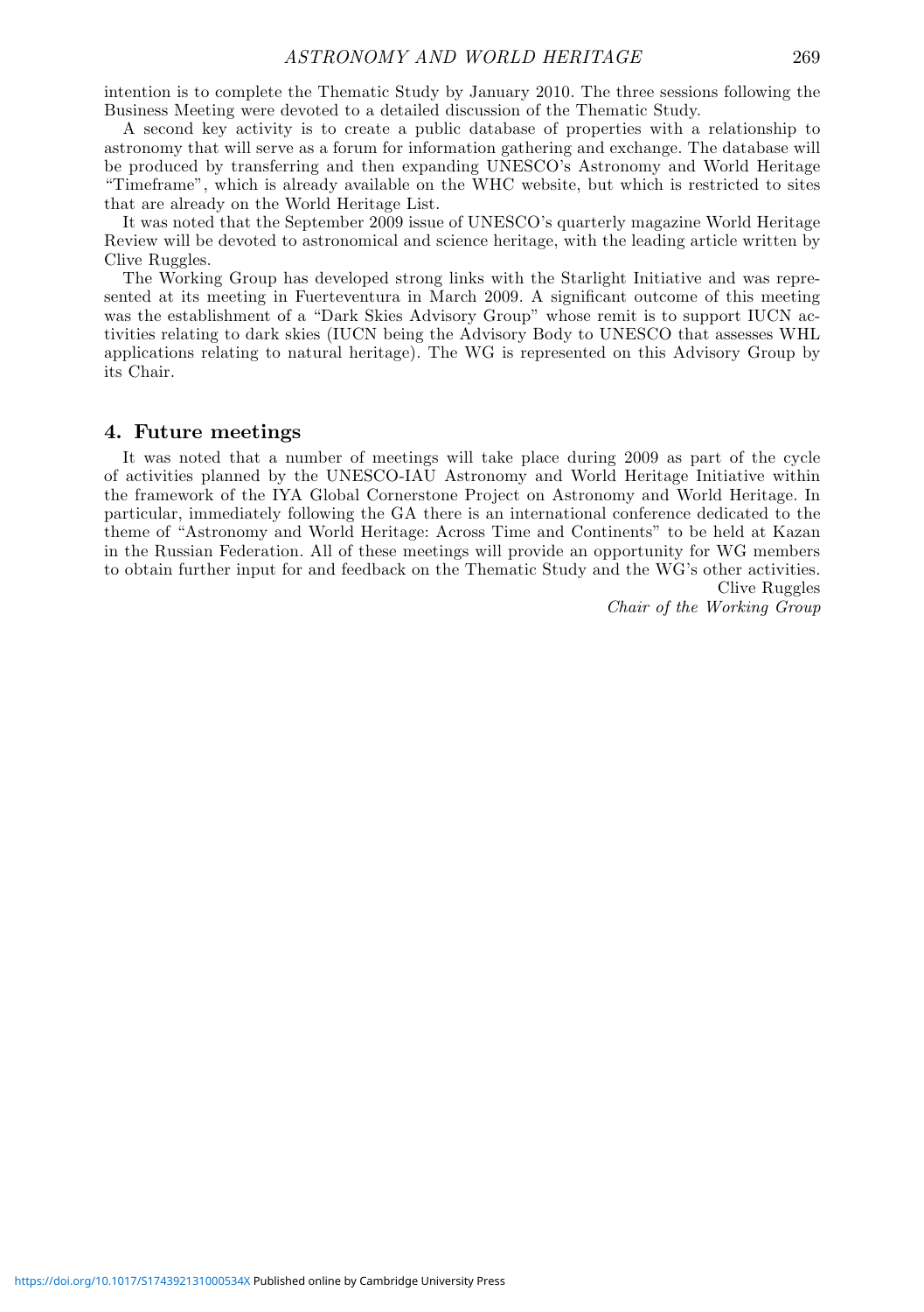intention is to complete the Thematic Study by January 2010. The three sessions following the Business Meeting were devoted to a detailed discussion of the Thematic Study.

A second key activity is to create a public database of properties with a relationship to astronomy that will serve as a forum for information gathering and exchange. The database will be produced by transferring and then expanding UNESCO's Astronomy and World Heritage "Timeframe", which is already available on the WHC website, but which is restricted to sites that are already on the World Heritage List.

It was noted that the September 2009 issue of UNESCO's quarterly magazine World Heritage Review will be devoted to astronomical and science heritage, with the leading article written by Clive Ruggles.

The Working Group has developed strong links with the Starlight Initiative and was represented at its meeting in Fuerteventura in March 2009. A significant outcome of this meeting was the establishment of a "Dark Skies Advisory Group" whose remit is to support IUCN activities relating to dark skies (IUCN being the Advisory Body to UNESCO that assesses WHL applications relating to natural heritage). The WG is represented on this Advisory Group by its Chair.

## 4. Future meetings

It was noted that a number of meetings will take place during 2009 as part of the cycle of activities planned by the UNESCO-IAU Astronomy and World Heritage Initiative within the framework of the IYA Global Cornerstone Project on Astronomy and World Heritage. In particular, immediately following the GA there is an international conference dedicated to the theme of "Astronomy and World Heritage: Across Time and Continents" to be held at Kazan in the Russian Federation. All of these meetings will provide an opportunity for WG members to obtain further input for and feedback on the Thematic Study and the WG's other activities.

Clive Ruggles
*Chair of the Working Group*